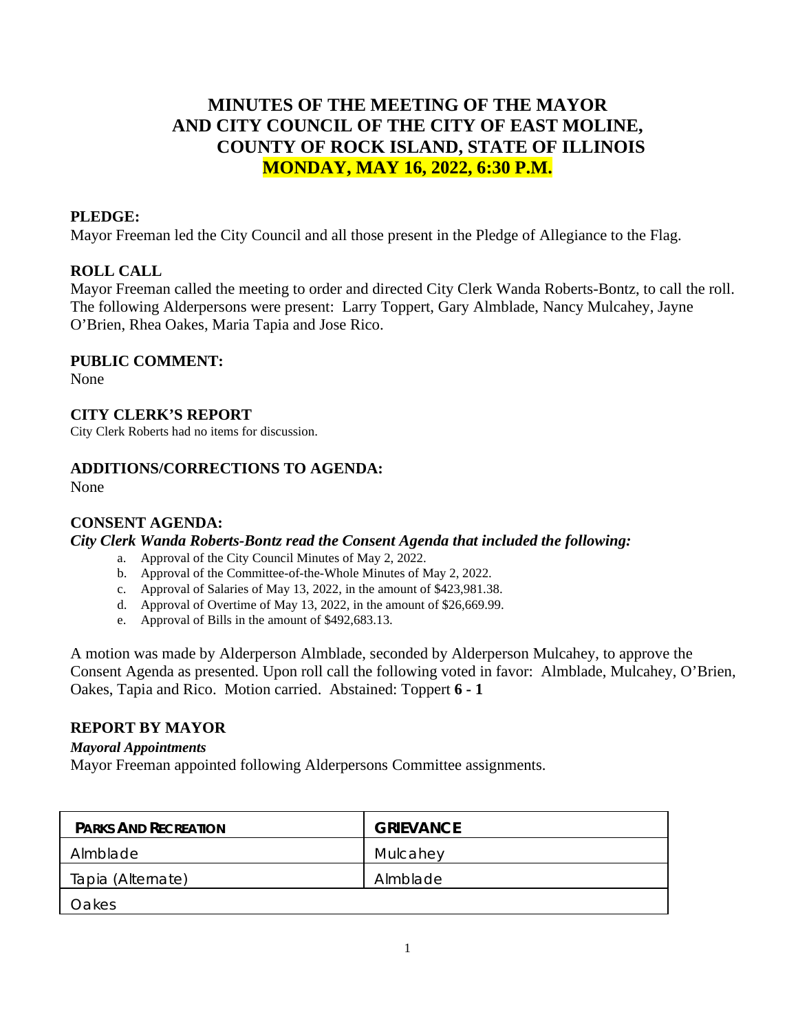# MINUTES OF THE MEETING OF THE MAYOR AND CITY COUNCIL OF THE CITY OF EAST MOLINE, COUNTY OF ROCK ISLAND, STATE OF ILLINOIS

## MONDAY, MAY 16, 2022, 6:30 P.M.

**PLEDGE:**

Mayor Freeman led the City Council and all those present in the Pledge of Allegiance to the Flag.

**ROLL CALL**

Mayor Freeman called the meeting to order and directed City Clerk Wanda Roberts-Bontz, to call the roll. The following Alderpersons were present: Larry Toppert, Gary Almblade, Nancy Mulcahey, Jayne O'Brien, Rhea Oakes, Maria Tapia and Jose Rico.

**PUBLIC COMMENT:**

None

**CITY CLERK'S REPORT**

City Clerk Roberts had no items for discussion.

**ADDITIONS/CORRECTIONS TO AGENDA:**

None

**CONSENT AGENDA:**

***City Clerk Wanda Roberts-Bontz read the Consent Agenda that included the following:***

a. Approval of the City Council Minutes of May 2, 2022.
b. Approval of the Committee-of-the-Whole Minutes of May 2, 2022.
c. Approval of Salaries of May 13, 2022, in the amount of $423,981.38.
d. Approval of Overtime of May 13, 2022, in the amount of $26,669.99.
e. Approval of Bills in the amount of $492,683.13.

A motion was made by Alderperson Almblade, seconded by Alderperson Mulcahey, to approve the Consent Agenda as presented. Upon roll call the following voted in favor: Almblade, Mulcahey, O'Brien, Oakes, Tapia and Rico. Motion carried. Abstained: Toppert **6 - 1**

**REPORT BY MAYOR**

***Mayoral Appointments***

Mayor Freeman appointed following Alderpersons Committee assignments.

| PARKS AND RECREATION | GRIEVANCE |
|---|---|
| Almblade | Mulcahey |
| Tapia (Alternate) | Almblade |
| Oakes | |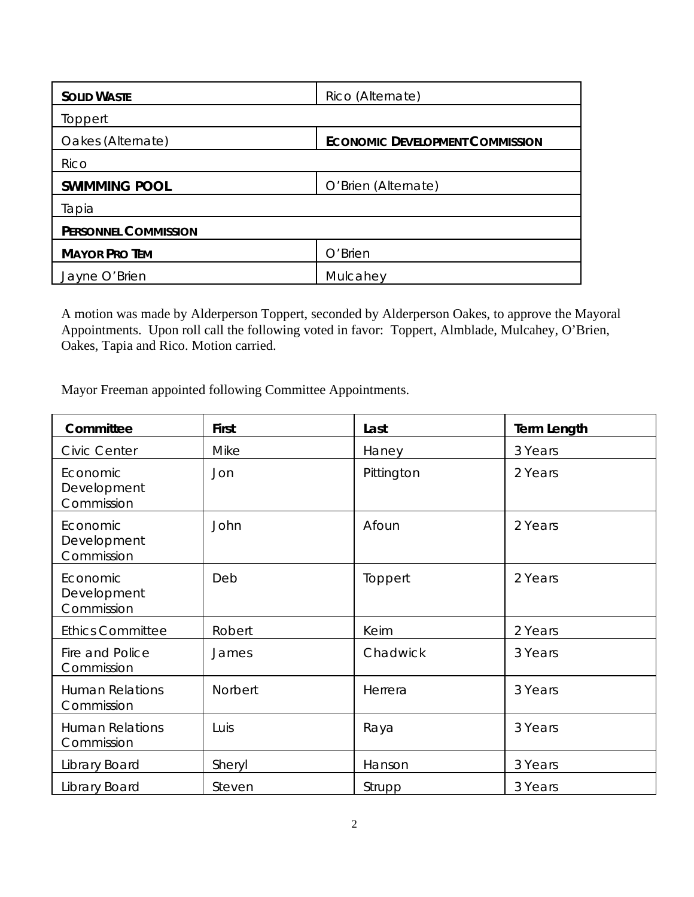| **SOLID WASTE** | Rico (Alternate) |
|---|---|
| Toppert | |
| Oakes (Alternate) | **ECONOMIC DEVELOPMENT COMMISSION** |
| Rico | |
| **SWIMMING POOL** | O'Brien (Alternate) |
| Tapia | |
| **PERSONNEL COMMISSION** | |
| **MAYOR PRO TEM** | O'Brien |
| Jayne O'Brien | Mulcahey |

A motion was made by Alderperson Toppert, seconded by Alderperson Oakes, to approve the Mayoral Appointments. Upon roll call the following voted in favor: Toppert, Almblade, Mulcahey, O'Brien, Oakes, Tapia and Rico. Motion carried.

Mayor Freeman appointed following Committee Appointments.

| Committee | First | Last | Term Length |
|---|---|---|---|
| Civic Center | Mike | Haney | 3 Years |
| Economic Development Commission | Jon | Pittington | 2 Years |
| Economic Development Commission | John | Afoun | 2 Years |
| Economic Development Commission | Deb | Toppert | 2 Years |
| Ethics Committee | Robert | Keim | 2 Years |
| Fire and Police Commission | James | Chadwick | 3 Years |
| Human Relations Commission | Norbert | Herrera | 3 Years |
| Human Relations Commission | Luis | Raya | 3 Years |
| Library Board | Sheryl | Hanson | 3 Years |
| Library Board | Steven | Strupp | 3 Years |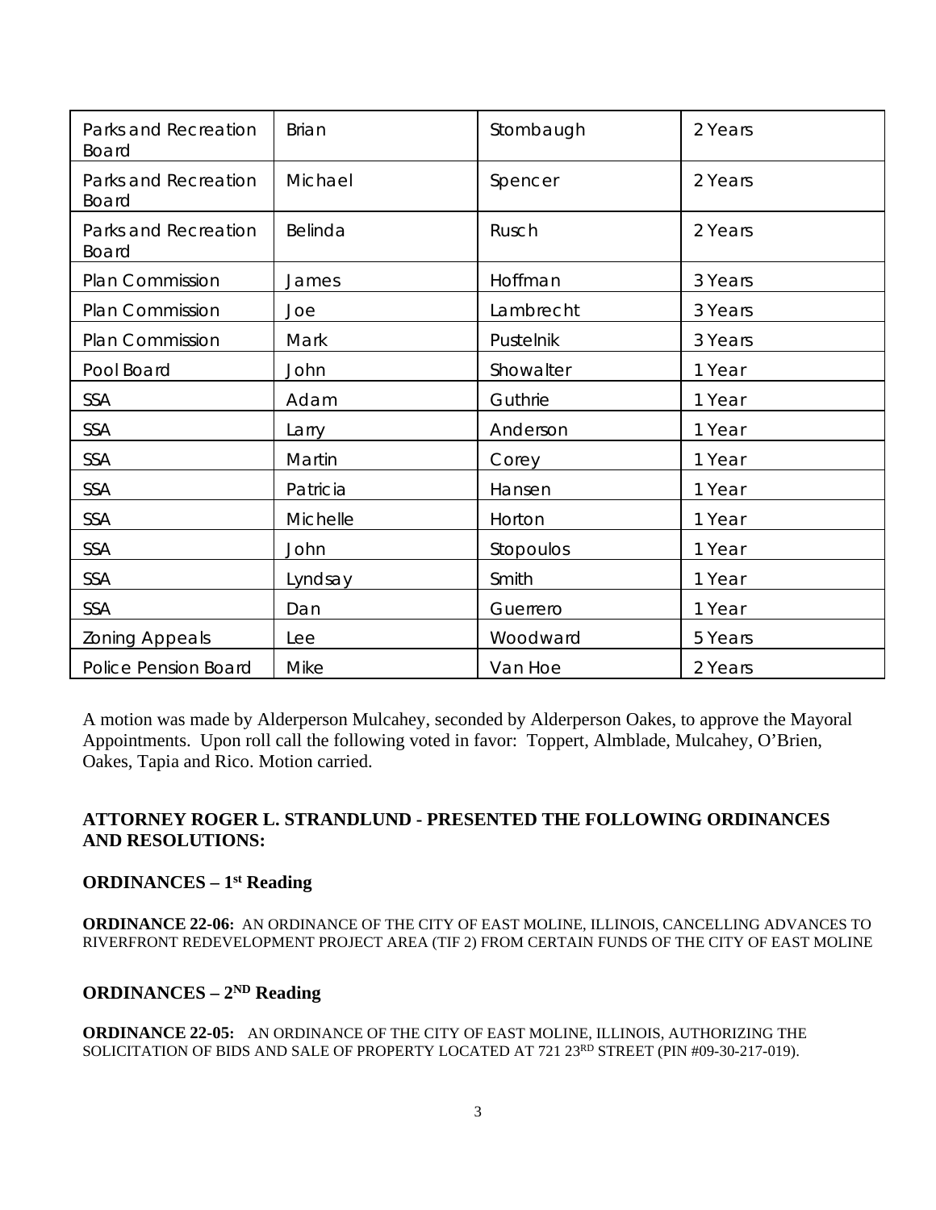| Parks and Recreation Board | Brian | Stombaugh | 2 Years |
|---|---|---|---|
| Parks and Recreation Board | Michael | Spencer | 2 Years |
| Parks and Recreation Board | Belinda | Rusch | 2 Years |
| Plan Commission | James | Hoffman | 3 Years |
| Plan Commission | Joe | Lambrecht | 3 Years |
| Plan Commission | Mark | Pustelnik | 3 Years |
| Pool Board | John | Showalter | 1 Year |
| SSA | Adam | Guthrie | 1 Year |
| SSA | Larry | Anderson | 1 Year |
| SSA | Martin | Corey | 1 Year |
| SSA | Patricia | Hansen | 1 Year |
| SSA | Michelle | Horton | 1 Year |
| SSA | John | Stopoulos | 1 Year |
| SSA | Lyndsay | Smith | 1 Year |
| SSA | Dan | Guerrero | 1 Year |
| Zoning Appeals | Lee | Woodward | 5 Years |
| Police Pension Board | Mike | Van Hoe | 2 Years |

A motion was made by Alderperson Mulcahey, seconded by Alderperson Oakes, to approve the Mayoral Appointments. Upon roll call the following voted in favor: Toppert, Almblade, Mulcahey, O'Brien, Oakes, Tapia and Rico. Motion carried.

**ATTORNEY ROGER L. STRANDLUND - PRESENTED THE FOLLOWING ORDINANCES AND RESOLUTIONS:**

**ORDINANCES – 1st Reading**

**ORDINANCE 22-06:** AN ORDINANCE OF THE CITY OF EAST MOLINE, ILLINOIS, CANCELLING ADVANCES TO RIVERFRONT REDEVELOPMENT PROJECT AREA (TIF 2) FROM CERTAIN FUNDS OF THE CITY OF EAST MOLINE

**ORDINANCES – 2ND Reading**

**ORDINANCE 22-05:** AN ORDINANCE OF THE CITY OF EAST MOLINE, ILLINOIS, AUTHORIZING THE SOLICITATION OF BIDS AND SALE OF PROPERTY LOCATED AT 721 23RD STREET (PIN #09-30-217-019).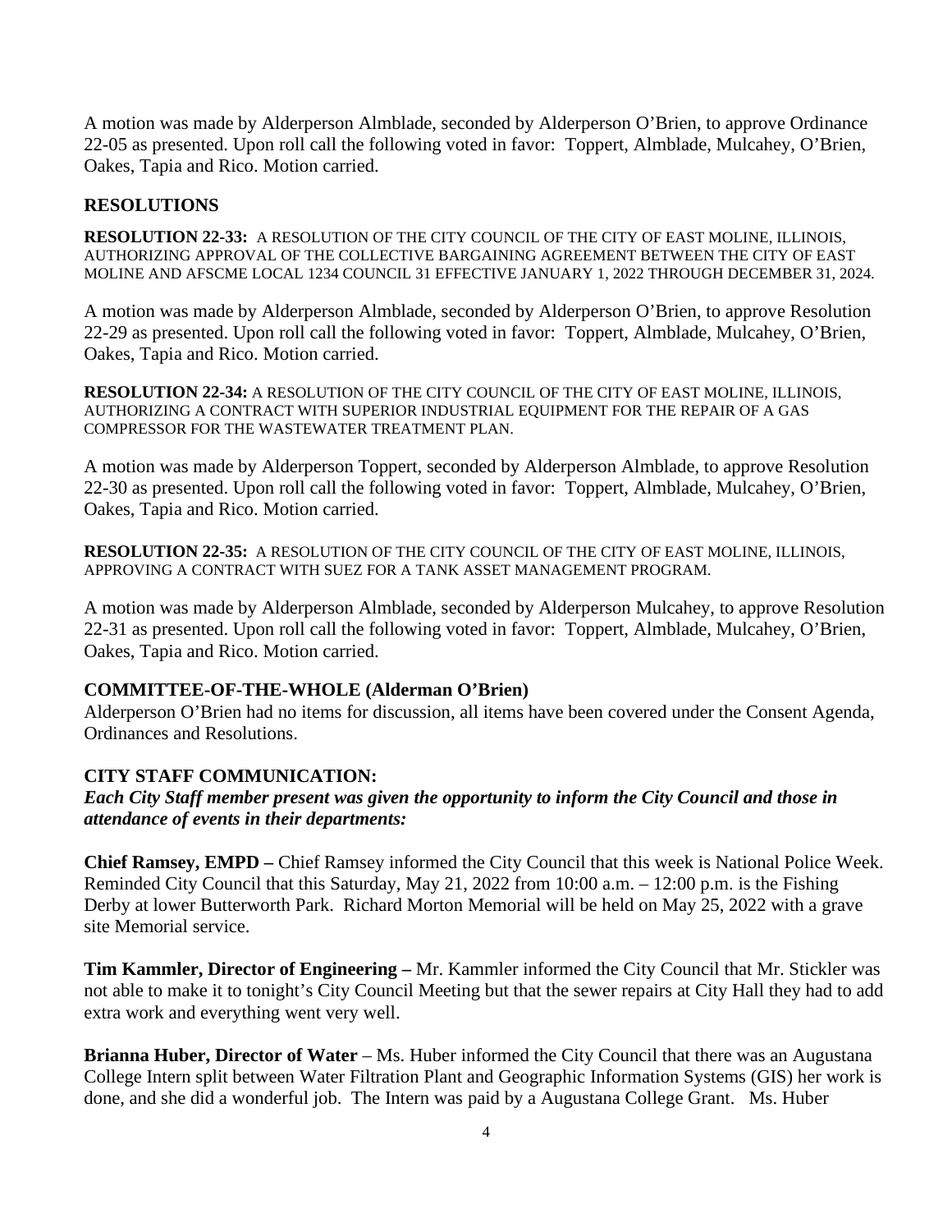A motion was made by Alderperson Almblade, seconded by Alderperson O'Brien, to approve Ordinance 22-05 as presented. Upon roll call the following voted in favor: Toppert, Almblade, Mulcahey, O'Brien, Oakes, Tapia and Rico. Motion carried.

## RESOLUTIONS

**RESOLUTION 22-33:** A RESOLUTION OF THE CITY COUNCIL OF THE CITY OF EAST MOLINE, ILLINOIS, AUTHORIZING APPROVAL OF THE COLLECTIVE BARGAINING AGREEMENT BETWEEN THE CITY OF EAST MOLINE AND AFSCME LOCAL 1234 COUNCIL 31 EFFECTIVE JANUARY 1, 2022 THROUGH DECEMBER 31, 2024.

A motion was made by Alderperson Almblade, seconded by Alderperson O'Brien, to approve Resolution 22-29 as presented. Upon roll call the following voted in favor: Toppert, Almblade, Mulcahey, O'Brien, Oakes, Tapia and Rico. Motion carried.

**RESOLUTION 22-34:** A RESOLUTION OF THE CITY COUNCIL OF THE CITY OF EAST MOLINE, ILLINOIS, AUTHORIZING A CONTRACT WITH SUPERIOR INDUSTRIAL EQUIPMENT FOR THE REPAIR OF A GAS COMPRESSOR FOR THE WASTEWATER TREATMENT PLAN.

A motion was made by Alderperson Toppert, seconded by Alderperson Almblade, to approve Resolution 22-30 as presented. Upon roll call the following voted in favor: Toppert, Almblade, Mulcahey, O'Brien, Oakes, Tapia and Rico. Motion carried.

**RESOLUTION 22-35:** A RESOLUTION OF THE CITY COUNCIL OF THE CITY OF EAST MOLINE, ILLINOIS, APPROVING A CONTRACT WITH SUEZ FOR A TANK ASSET MANAGEMENT PROGRAM.

A motion was made by Alderperson Almblade, seconded by Alderperson Mulcahey, to approve Resolution 22-31 as presented. Upon roll call the following voted in favor: Toppert, Almblade, Mulcahey, O'Brien, Oakes, Tapia and Rico. Motion carried.

## COMMITTEE-OF-THE-WHOLE (Alderman O'Brien)

Alderperson O'Brien had no items for discussion, all items have been covered under the Consent Agenda, Ordinances and Resolutions.

## CITY STAFF COMMUNICATION:

***Each City Staff member present was given the opportunity to inform the City Council and those in attendance of events in their departments:***

**Chief Ramsey, EMPD –** Chief Ramsey informed the City Council that this week is National Police Week. Reminded City Council that this Saturday, May 21, 2022 from 10:00 a.m. – 12:00 p.m. is the Fishing Derby at lower Butterworth Park. Richard Morton Memorial will be held on May 25, 2022 with a grave site Memorial service.

**Tim Kammler, Director of Engineering –** Mr. Kammler informed the City Council that Mr. Stickler was not able to make it to tonight's City Council Meeting but that the sewer repairs at City Hall they had to add extra work and everything went very well.

**Brianna Huber, Director of Water** – Ms. Huber informed the City Council that there was an Augustana College Intern split between Water Filtration Plant and Geographic Information Systems (GIS) her work is done, and she did a wonderful job. The Intern was paid by a Augustana College Grant. Ms. Huber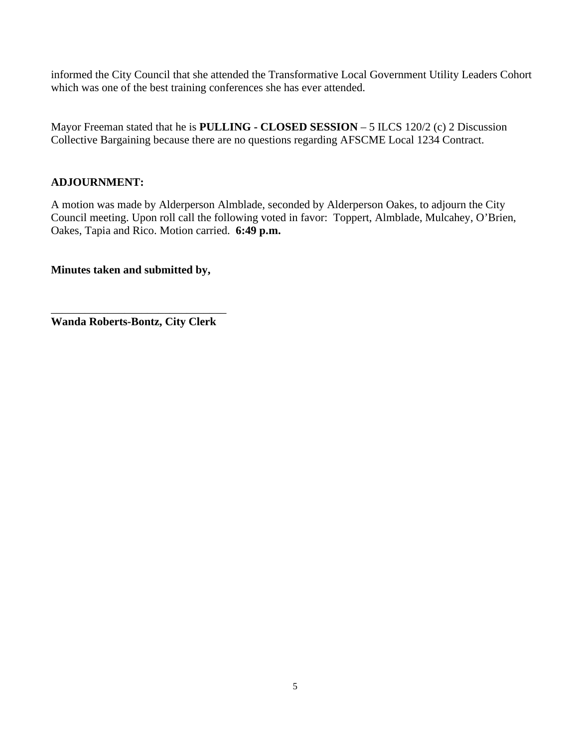informed the City Council that she attended the Transformative Local Government Utility Leaders Cohort which was one of the best training conferences she has ever attended.

Mayor Freeman stated that he is **PULLING - CLOSED SESSION** – 5 ILCS 120/2 (c) 2 Discussion Collective Bargaining because there are no questions regarding AFSCME Local 1234 Contract.

**ADJOURNMENT:**

A motion was made by Alderperson Almblade, seconded by Alderperson Oakes, to adjourn the City Council meeting. Upon roll call the following voted in favor: Toppert, Almblade, Mulcahey, O'Brien, Oakes, Tapia and Rico. Motion carried. **6:49 p.m.**

**Minutes taken and submitted by,**

\_\_\_\_\_\_\_\_\_\_\_\_\_\_\_\_\_\_\_\_\_\_\_\_\_\_\_\_\_\_\_
**Wanda Roberts-Bontz, City Clerk**